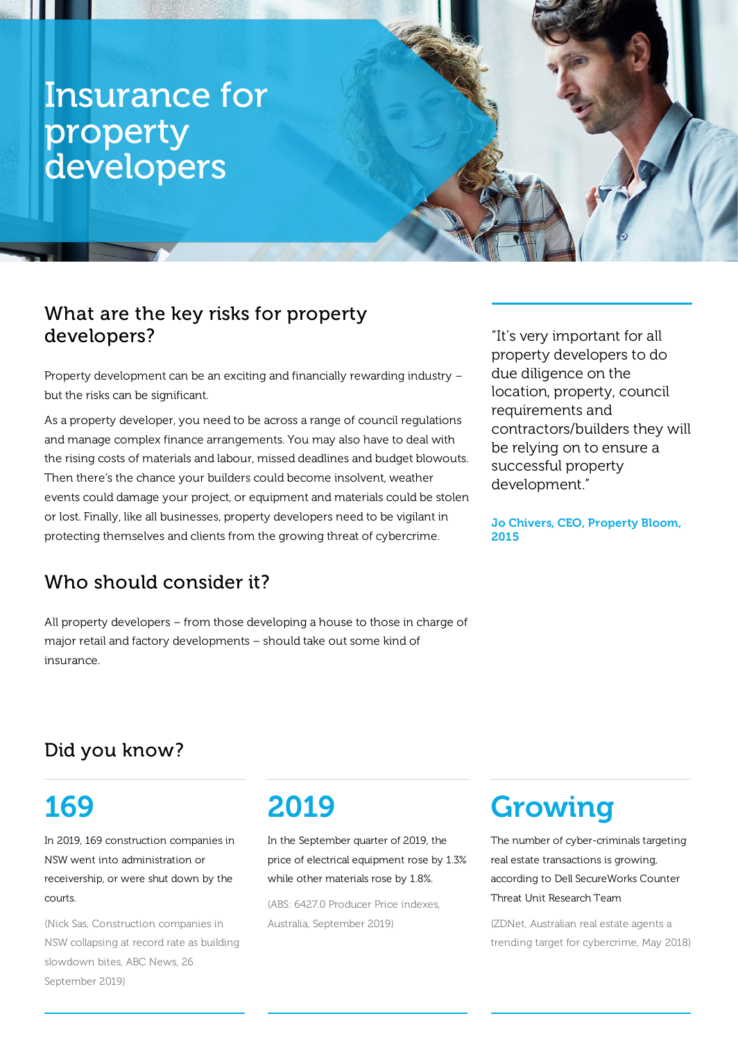# Insurance for property developers

## What are the key risks for property developers?

Property development can be an exciting and financially rewarding industry – but the risks can be significant.

As a property developer, you need to be across a range of council regulations and manage complex finance arrangements. You may also have to deal with the rising costs of materials and labour, missed deadlines and budget blowouts. Then there's the chance your builders could become insolvent, weather events could damage your project, or equipment and materials could be stolen or lost. Finally, like all businesses, property developers need to be vigilant in protecting themselves and clients from the growing threat of cybercrime.

> "It's very important for all property developers to do due diligence on the location, property, council requirements and contractors/builders they will be relying on to ensure a successful property development."
>
> **Jo Chivers, CEO, Property Bloom, 2015**

## Who should consider it?

All property developers – from those developing a house to those in charge of major retail and factory developments – should take out some kind of insurance.

## Did you know?

### 169

In 2019, 169 construction companies in NSW went into administration or receivership, or were shut down by the courts.

(Nick Sas, Construction companies in NSW collapsing at record rate as building slowdown bites, ABC News, 26 September 2019)

### 2019

In the September quarter of 2019, the price of electrical equipment rose by 1.3% while other materials rose by 1.8%.

(ABS: 6427.0 Producer Price indexes, Australia, September 2019)

### Growing

The number of cyber-criminals targeting real estate transactions is growing, according to Dell SecureWorks Counter Threat Unit Research Team

(ZDNet, Australian real estate agents a trending target for cybercrime, May 2018)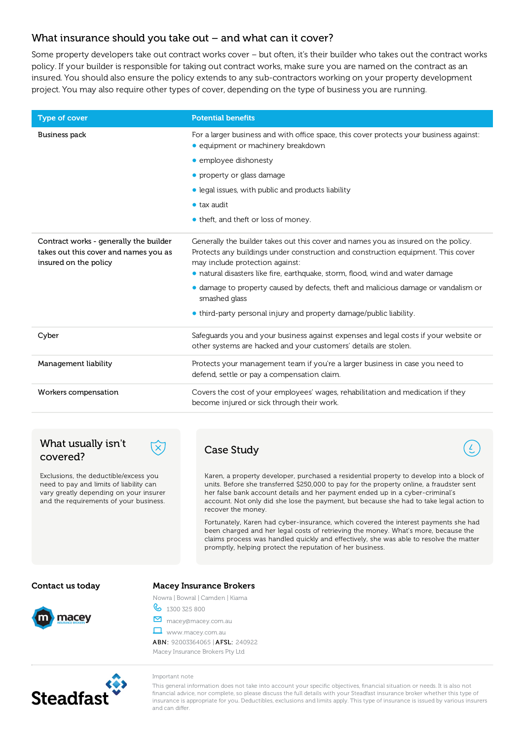## What insurance should you take out – and what can it cover?

Some property developers take out contract works cover – but often, it's their builder who takes out the contract works policy. If your builder is responsible for taking out contract works, make sure you are named on the contract as an insured. You should also ensure the policy extends to any sub-contractors working on your property development project. You may also require other types of cover, depending on the type of business you are running.

| Type of cover | Potential benefits |
|---|---|
| Business pack | For a larger business and with office space, this cover protects your business against:<br>• equipment or machinery breakdown<br>• employee dishonesty<br>• property or glass damage<br>• legal issues, with public and products liability<br>• tax audit<br>• theft, and theft or loss of money. |
| Contract works - generally the builder takes out this cover and names you as insured on the policy | Generally the builder takes out this cover and names you as insured on the policy. Protects any buildings under construction and construction equipment. This cover may include protection against:<br>• natural disasters like fire, earthquake, storm, flood, wind and water damage<br>• damage to property caused by defects, theft and malicious damage or vandalism or smashed glass<br>• third-party personal injury and property damage/public liability. |
| Cyber | Safeguards you and your business against expenses and legal costs if your website or other systems are hacked and your customers' details are stolen. |
| Management liability | Protects your management team if you're a larger business in case you need to defend, settle or pay a compensation claim. |
| Workers compensation | Covers the cost of your employees' wages, rehabilitation and medication if they become injured or sick through their work. |

### What usually isn't covered?

Exclusions, the deductible/excess you need to pay and limits of liability can vary greatly depending on your insurer and the requirements of your business.

### Case Study

Karen, a property developer, purchased a residential property to develop into a block of units. Before she transferred $250,000 to pay for the property online, a fraudster sent her false bank account details and her payment ended up in a cyber-criminal's account. Not only did she lose the payment, but because she had to take legal action to recover the money.

Fortunately, Karen had cyber-insurance, which covered the interest payments she had been charged and her legal costs of retrieving the money. What's more, because the claims process was handled quickly and effectively, she was able to resolve the matter promptly, helping protect the reputation of her business.

### Contact us today

**Macey Insurance Brokers**

Nowra | Bowral | Camden | Kiama

1300 325 800

macey@macey.com.au

www.macey.com.au

**ABN:** 92003364065 | **AFSL:** 240922

Macey Insurance Brokers Pty Ltd

Important note

This general information does not take into account your specific objectives, financial situation or needs. It is also not financial advice, nor complete, so please discuss the full details with your Steadfast insurance broker whether this type of insurance is appropriate for you. Deductibles, exclusions and limits apply. This type of insurance is issued by various insurers and can differ.